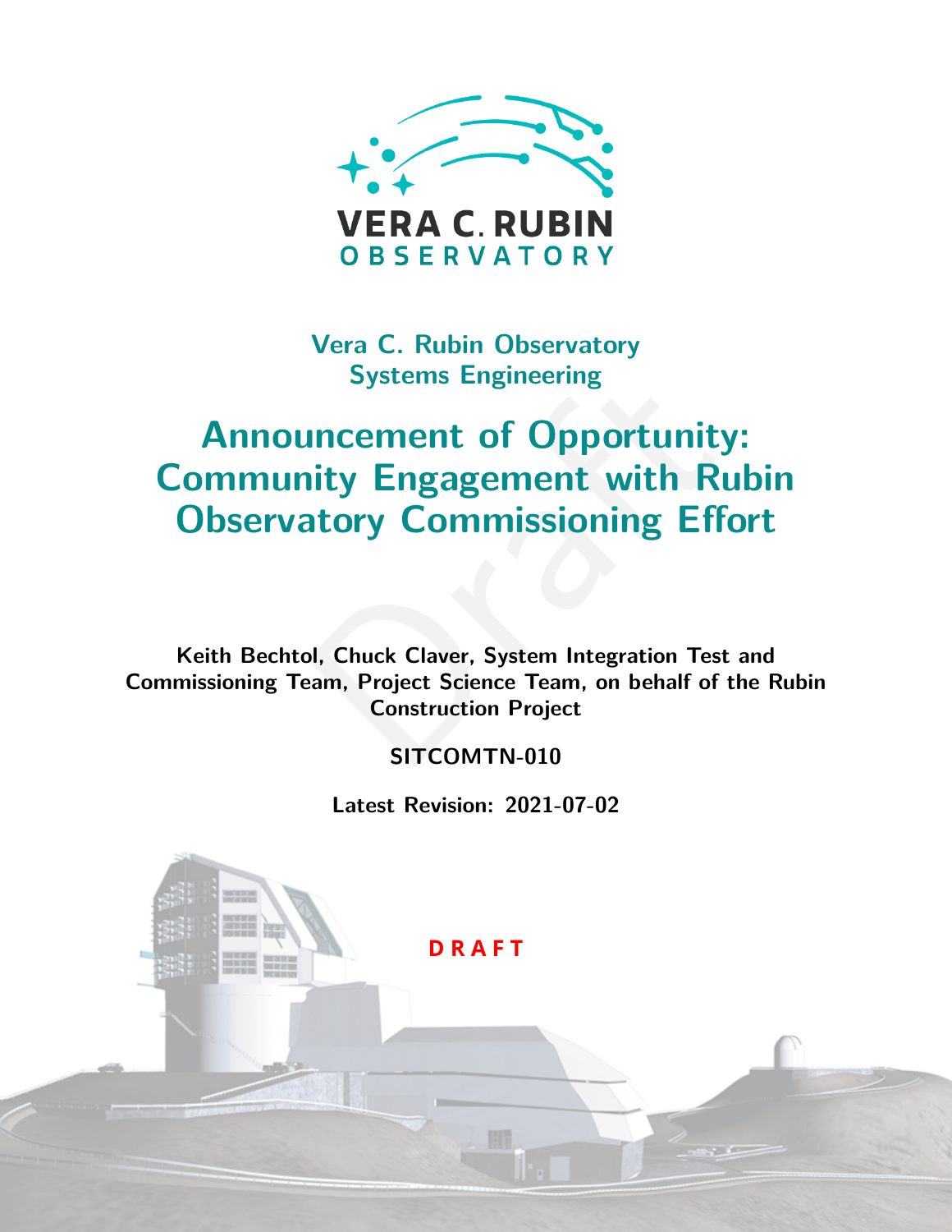VERA C. RUBIN
OBSERVATORY

**Vera C. Rubin Observatory**
**Systems Engineering**

# Announcement of Opportunity: Community Engagement with Rubin Observatory Commissioning Effort

**Keith Bechtol, Chuck Claver, System Integration Test and Commissioning Team, Project Science Team, on behalf of the Rubin Construction Project**

**SITCOMTN-010**

**Latest Revision: 2021-07-02**

**DRAFT**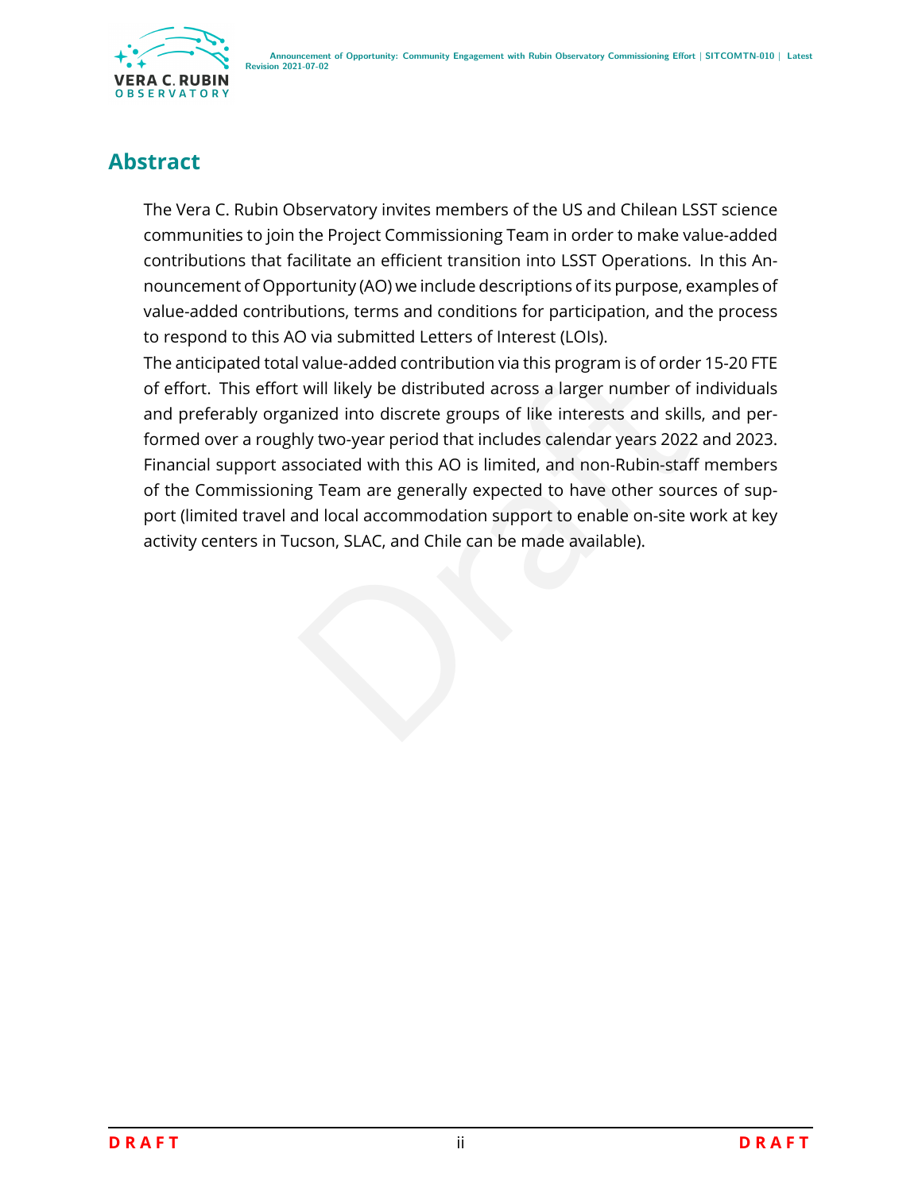# Abstract

The Vera C. Rubin Observatory invites members of the US and Chilean LSST science communities to join the Project Commissioning Team in order to make value-added contributions that facilitate an efficient transition into LSST Operations. In this Announcement of Opportunity (AO) we include descriptions of its purpose, examples of value-added contributions, terms and conditions for participation, and the process to respond to this AO via submitted Letters of Interest (LOIs).

The anticipated total value-added contribution via this program is of order 15-20 FTE of effort. This effort will likely be distributed across a larger number of individuals and preferably organized into discrete groups of like interests and skills, and performed over a roughly two-year period that includes calendar years 2022 and 2023. Financial support associated with this AO is limited, and non-Rubin-staff members of the Commissioning Team are generally expected to have other sources of support (limited travel and local accommodation support to enable on-site work at key activity centers in Tucson, SLAC, and Chile can be made available).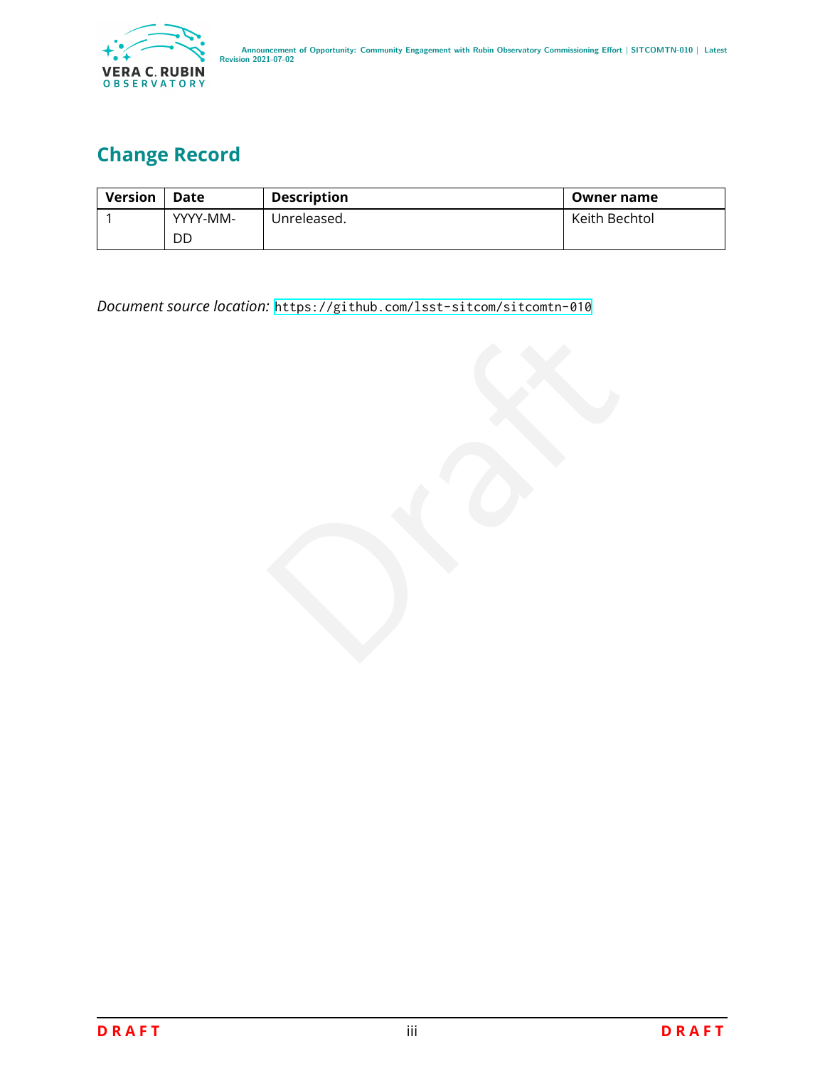# Change Record

| Version | Date | Description | Owner name |
|---|---|---|---|
| 1 | YYYY-MM-DD | Unreleased. | Keith Bechtol |

*Document source location:* https://github.com/lsst-sitcom/sitcomtn-010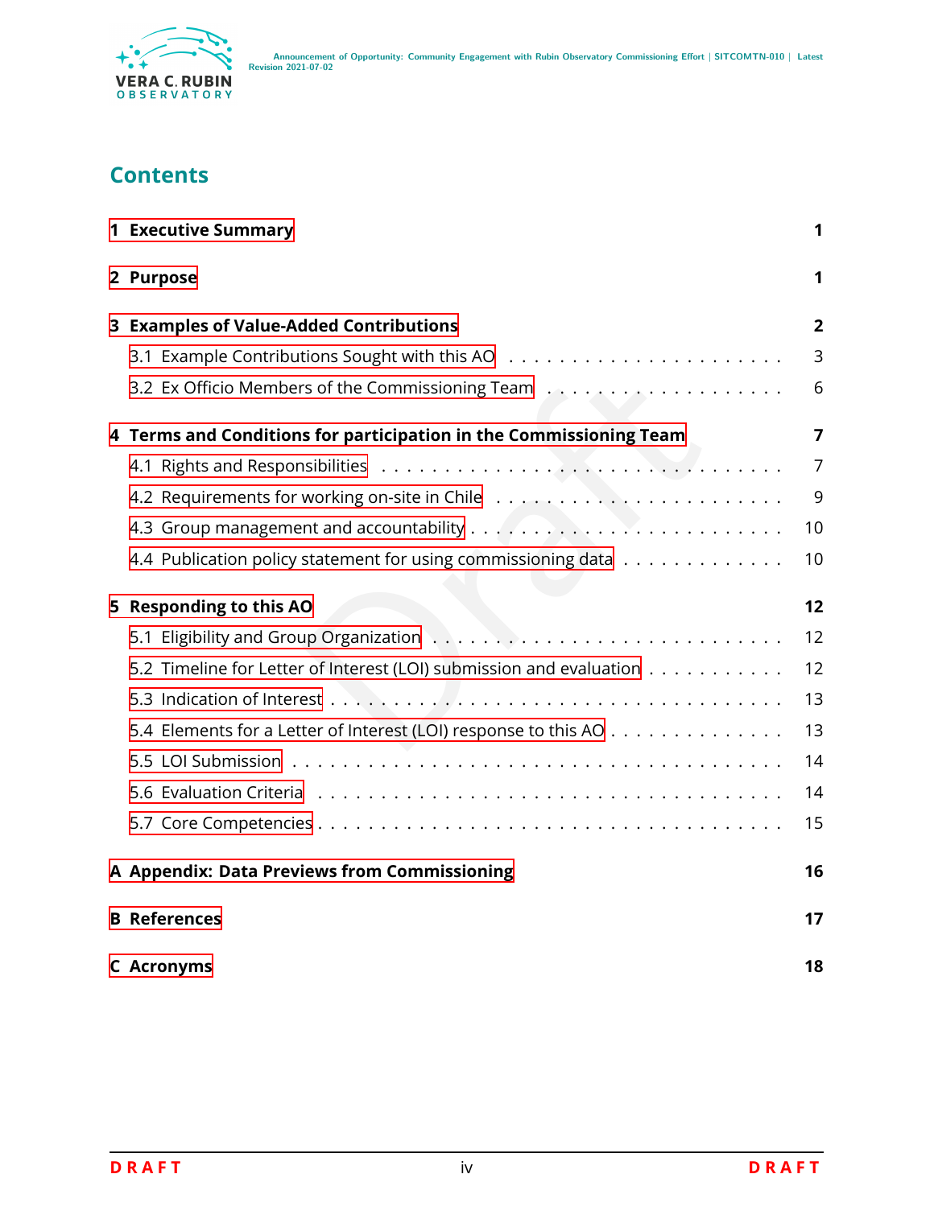# Contents

**1 Executive Summary** **1**

**2 Purpose** **1**

**3 Examples of Value-Added Contributions** **2**

- 3.1 Example Contributions Sought with this AO . . . . . . . . . . . . . . . . . . . . . 3
- 3.2 Ex Officio Members of the Commissioning Team . . . . . . . . . . . . . . . . . . . 6

**4 Terms and Conditions for participation in the Commissioning Team** **7**

- 4.1 Rights and Responsibilities . . . . . . . . . . . . . . . . . . . . . . . . . . . . . 7
- 4.2 Requirements for working on-site in Chile . . . . . . . . . . . . . . . . . . . . . 9
- 4.3 Group management and accountability . . . . . . . . . . . . . . . . . . . . . . . 10
- 4.4 Publication policy statement for using commissioning data . . . . . . . . . . . . . 10

**5 Responding to this AO** **12**

- 5.1 Eligibility and Group Organization . . . . . . . . . . . . . . . . . . . . . . . . . 12
- 5.2 Timeline for Letter of Interest (LOI) submission and evaluation . . . . . . . . . . . 12
- 5.3 Indication of Interest . . . . . . . . . . . . . . . . . . . . . . . . . . . . . . . . 13
- 5.4 Elements for a Letter of Interest (LOI) response to this AO . . . . . . . . . . . . . 13
- 5.5 LOI Submission . . . . . . . . . . . . . . . . . . . . . . . . . . . . . . . . . . . 14
- 5.6 Evaluation Criteria . . . . . . . . . . . . . . . . . . . . . . . . . . . . . . . . . 14
- 5.7 Core Competencies . . . . . . . . . . . . . . . . . . . . . . . . . . . . . . . . . 15

**A Appendix: Data Previews from Commissioning** **16**

**B References** **17**

**C Acronyms** **18**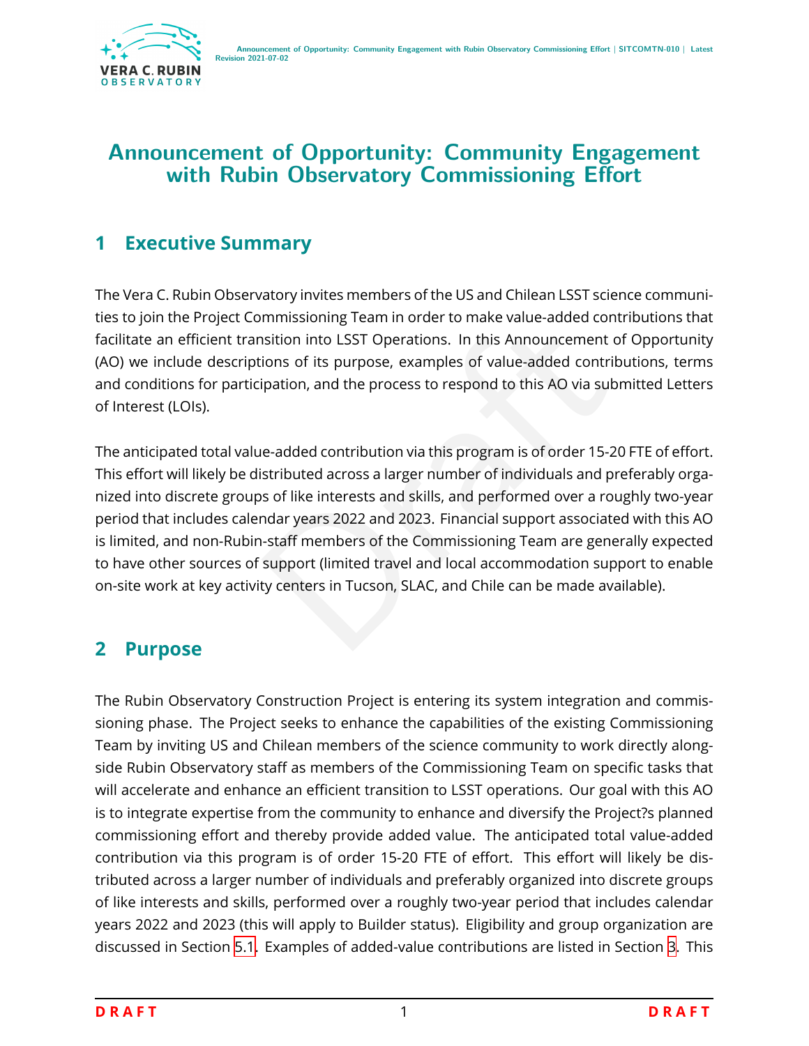# Announcement of Opportunity: Community Engagement with Rubin Observatory Commissioning Effort

## 1 Executive Summary

The Vera C. Rubin Observatory invites members of the US and Chilean LSST science communities to join the Project Commissioning Team in order to make value-added contributions that facilitate an efficient transition into LSST Operations. In this Announcement of Opportunity (AO) we include descriptions of its purpose, examples of value-added contributions, terms and conditions for participation, and the process to respond to this AO via submitted Letters of Interest (LOIs).

The anticipated total value-added contribution via this program is of order 15-20 FTE of effort. This effort will likely be distributed across a larger number of individuals and preferably organized into discrete groups of like interests and skills, and performed over a roughly two-year period that includes calendar years 2022 and 2023. Financial support associated with this AO is limited, and non-Rubin-staff members of the Commissioning Team are generally expected to have other sources of support (limited travel and local accommodation support to enable on-site work at key activity centers in Tucson, SLAC, and Chile can be made available).

## 2 Purpose

The Rubin Observatory Construction Project is entering its system integration and commissioning phase. The Project seeks to enhance the capabilities of the existing Commissioning Team by inviting US and Chilean members of the science community to work directly alongside Rubin Observatory staff as members of the Commissioning Team on specific tasks that will accelerate and enhance an efficient transition to LSST operations. Our goal with this AO is to integrate expertise from the community to enhance and diversify the Project?s planned commissioning effort and thereby provide added value. The anticipated total value-added contribution via this program is of order 15-20 FTE of effort. This effort will likely be distributed across a larger number of individuals and preferably organized into discrete groups of like interests and skills, performed over a roughly two-year period that includes calendar years 2022 and 2023 (this will apply to Builder status). Eligibility and group organization are discussed in Section 5.1. Examples of added-value contributions are listed in Section 3. This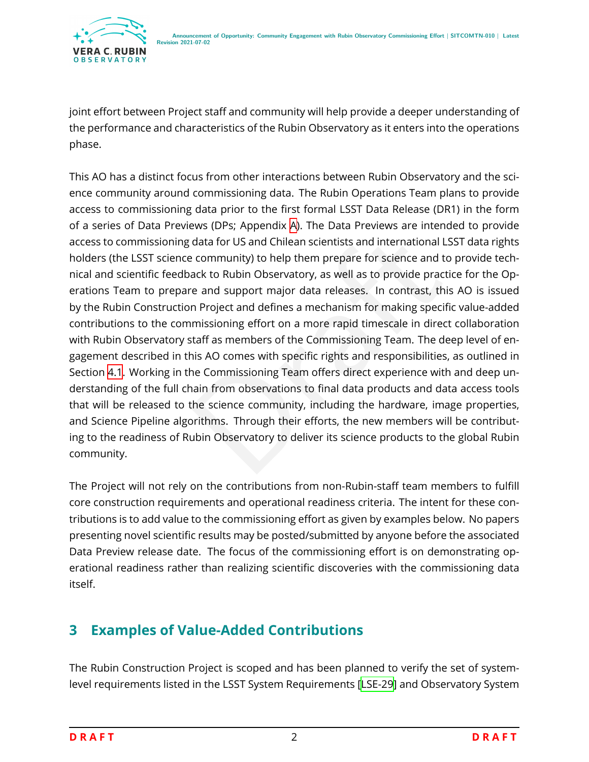joint effort between Project staff and community will help provide a deeper understanding of the performance and characteristics of the Rubin Observatory as it enters into the operations phase.

This AO has a distinct focus from other interactions between Rubin Observatory and the science community around commissioning data. The Rubin Operations Team plans to provide access to commissioning data prior to the first formal LSST Data Release (DR1) in the form of a series of Data Previews (DPs; Appendix A). The Data Previews are intended to provide access to commissioning data for US and Chilean scientists and international LSST data rights holders (the LSST science community) to help them prepare for science and to provide technical and scientific feedback to Rubin Observatory, as well as to provide practice for the Operations Team to prepare and support major data releases. In contrast, this AO is issued by the Rubin Construction Project and defines a mechanism for making specific value-added contributions to the commissioning effort on a more rapid timescale in direct collaboration with Rubin Observatory staff as members of the Commissioning Team. The deep level of engagement described in this AO comes with specific rights and responsibilities, as outlined in Section 4.1. Working in the Commissioning Team offers direct experience with and deep understanding of the full chain from observations to final data products and data access tools that will be released to the science community, including the hardware, image properties, and Science Pipeline algorithms. Through their efforts, the new members will be contributing to the readiness of Rubin Observatory to deliver its science products to the global Rubin community.

The Project will not rely on the contributions from non-Rubin-staff team members to fulfill core construction requirements and operational readiness criteria. The intent for these contributions is to add value to the commissioning effort as given by examples below. No papers presenting novel scientific results may be posted/submitted by anyone before the associated Data Preview release date. The focus of the commissioning effort is on demonstrating operational readiness rather than realizing scientific discoveries with the commissioning data itself.

## 3 Examples of Value-Added Contributions

The Rubin Construction Project is scoped and has been planned to verify the set of system-level requirements listed in the LSST System Requirements [LSE-29] and Observatory System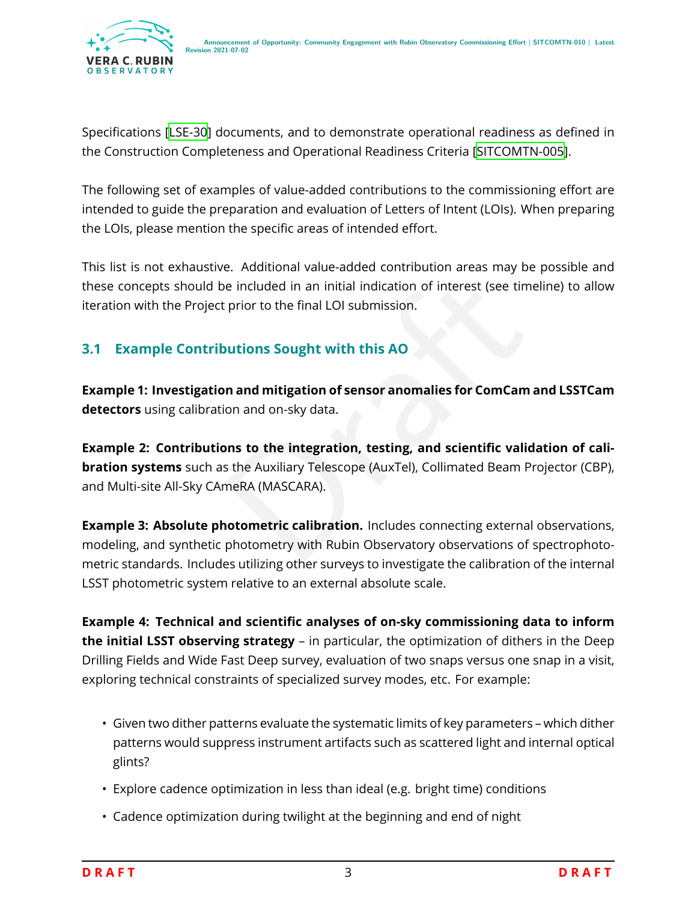Specifications [LSE-30] documents, and to demonstrate operational readiness as defined in the Construction Completeness and Operational Readiness Criteria [SITCOMTN-005].

The following set of examples of value-added contributions to the commissioning effort are intended to guide the preparation and evaluation of Letters of Intent (LOIs). When preparing the LOIs, please mention the specific areas of intended effort.

This list is not exhaustive. Additional value-added contribution areas may be possible and these concepts should be included in an initial indication of interest (see timeline) to allow iteration with the Project prior to the final LOI submission.

## 3.1 Example Contributions Sought with this AO

**Example 1: Investigation and mitigation of sensor anomalies for ComCam and LSSTCam detectors** using calibration and on-sky data.

**Example 2: Contributions to the integration, testing, and scientific validation of calibration systems** such as the Auxiliary Telescope (AuxTel), Collimated Beam Projector (CBP), and Multi-site All-Sky CAmeRA (MASCARA).

**Example 3: Absolute photometric calibration.** Includes connecting external observations, modeling, and synthetic photometry with Rubin Observatory observations of spectrophotometric standards. Includes utilizing other surveys to investigate the calibration of the internal LSST photometric system relative to an external absolute scale.

**Example 4: Technical and scientific analyses of on-sky commissioning data to inform the initial LSST observing strategy** – in particular, the optimization of dithers in the Deep Drilling Fields and Wide Fast Deep survey, evaluation of two snaps versus one snap in a visit, exploring technical constraints of specialized survey modes, etc. For example:

- Given two dither patterns evaluate the systematic limits of key parameters – which dither patterns would suppress instrument artifacts such as scattered light and internal optical glints?
- Explore cadence optimization in less than ideal (e.g. bright time) conditions
- Cadence optimization during twilight at the beginning and end of night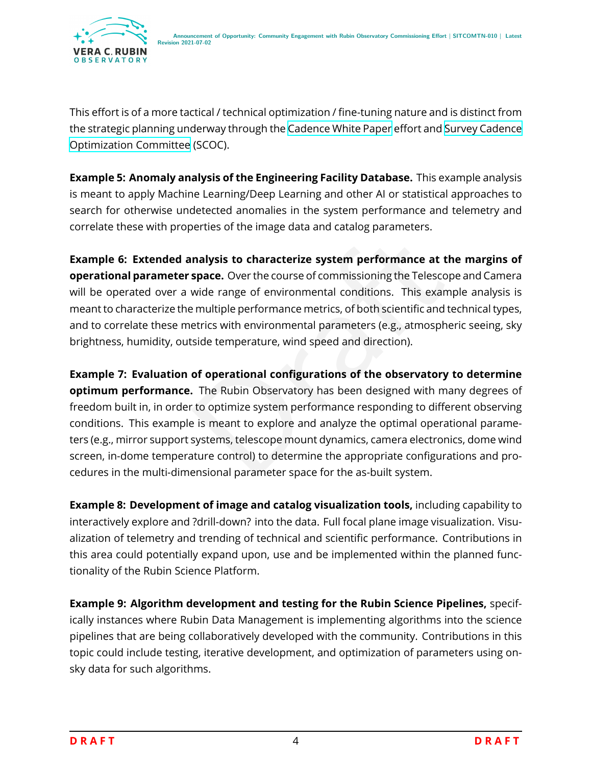This effort is of a more tactical / technical optimization / fine-tuning nature and is distinct from the strategic planning underway through the Cadence White Paper effort and Survey Cadence Optimization Committee (SCOC).

**Example 5: Anomaly analysis of the Engineering Facility Database.** This example analysis is meant to apply Machine Learning/Deep Learning and other AI or statistical approaches to search for otherwise undetected anomalies in the system performance and telemetry and correlate these with properties of the image data and catalog parameters.

**Example 6: Extended analysis to characterize system performance at the margins of operational parameter space.** Over the course of commissioning the Telescope and Camera will be operated over a wide range of environmental conditions. This example analysis is meant to characterize the multiple performance metrics, of both scientific and technical types, and to correlate these metrics with environmental parameters (e.g., atmospheric seeing, sky brightness, humidity, outside temperature, wind speed and direction).

**Example 7: Evaluation of operational configurations of the observatory to determine optimum performance.** The Rubin Observatory has been designed with many degrees of freedom built in, in order to optimize system performance responding to different observing conditions. This example is meant to explore and analyze the optimal operational parameters (e.g., mirror support systems, telescope mount dynamics, camera electronics, dome wind screen, in-dome temperature control) to determine the appropriate configurations and procedures in the multi-dimensional parameter space for the as-built system.

**Example 8: Development of image and catalog visualization tools,** including capability to interactively explore and ?drill-down? into the data. Full focal plane image visualization. Visualization of telemetry and trending of technical and scientific performance. Contributions in this area could potentially expand upon, use and be implemented within the planned functionality of the Rubin Science Platform.

**Example 9: Algorithm development and testing for the Rubin Science Pipelines,** specifically instances where Rubin Data Management is implementing algorithms into the science pipelines that are being collaboratively developed with the community. Contributions in this topic could include testing, iterative development, and optimization of parameters using on-sky data for such algorithms.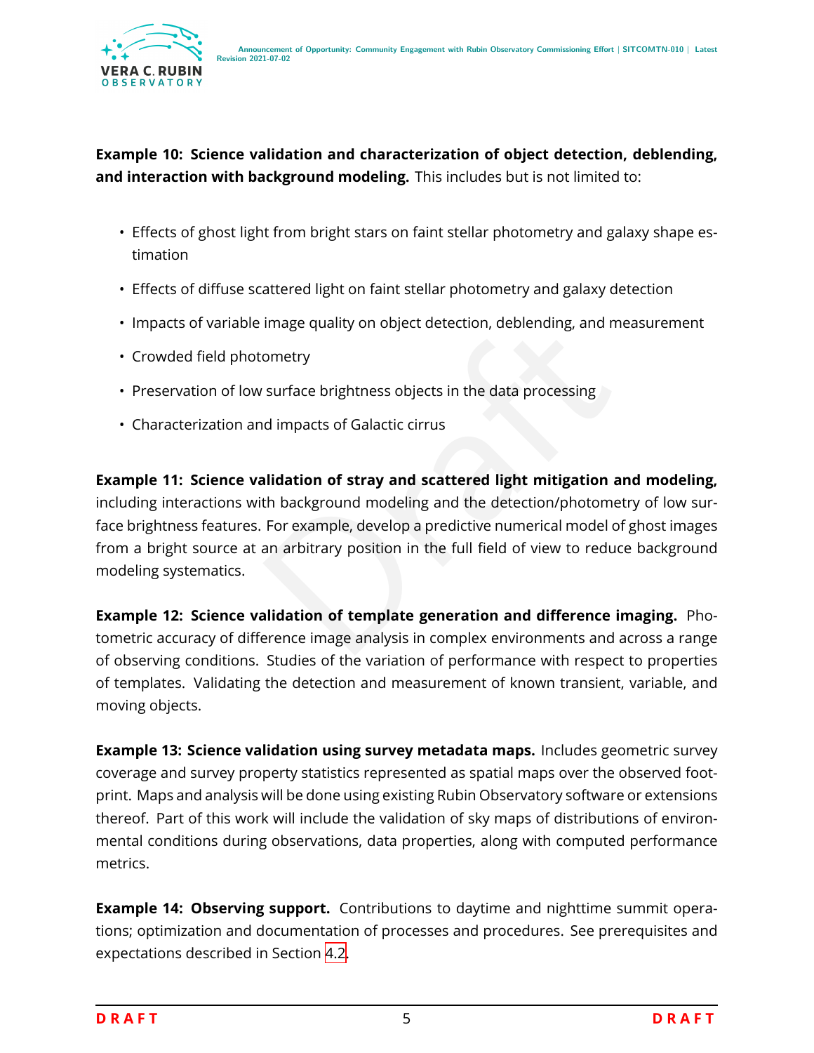**Example 10: Science validation and characterization of object detection, deblending, and interaction with background modeling.** This includes but is not limited to:

- Effects of ghost light from bright stars on faint stellar photometry and galaxy shape estimation
- Effects of diffuse scattered light on faint stellar photometry and galaxy detection
- Impacts of variable image quality on object detection, deblending, and measurement
- Crowded field photometry
- Preservation of low surface brightness objects in the data processing
- Characterization and impacts of Galactic cirrus

**Example 11: Science validation of stray and scattered light mitigation and modeling,** including interactions with background modeling and the detection/photometry of low surface brightness features. For example, develop a predictive numerical model of ghost images from a bright source at an arbitrary position in the full field of view to reduce background modeling systematics.

**Example 12: Science validation of template generation and difference imaging.** Photometric accuracy of difference image analysis in complex environments and across a range of observing conditions. Studies of the variation of performance with respect to properties of templates. Validating the detection and measurement of known transient, variable, and moving objects.

**Example 13: Science validation using survey metadata maps.** Includes geometric survey coverage and survey property statistics represented as spatial maps over the observed footprint. Maps and analysis will be done using existing Rubin Observatory software or extensions thereof. Part of this work will include the validation of sky maps of distributions of environmental conditions during observations, data properties, along with computed performance metrics.

**Example 14: Observing support.** Contributions to daytime and nighttime summit operations; optimization and documentation of processes and procedures. See prerequisites and expectations described in Section 4.2.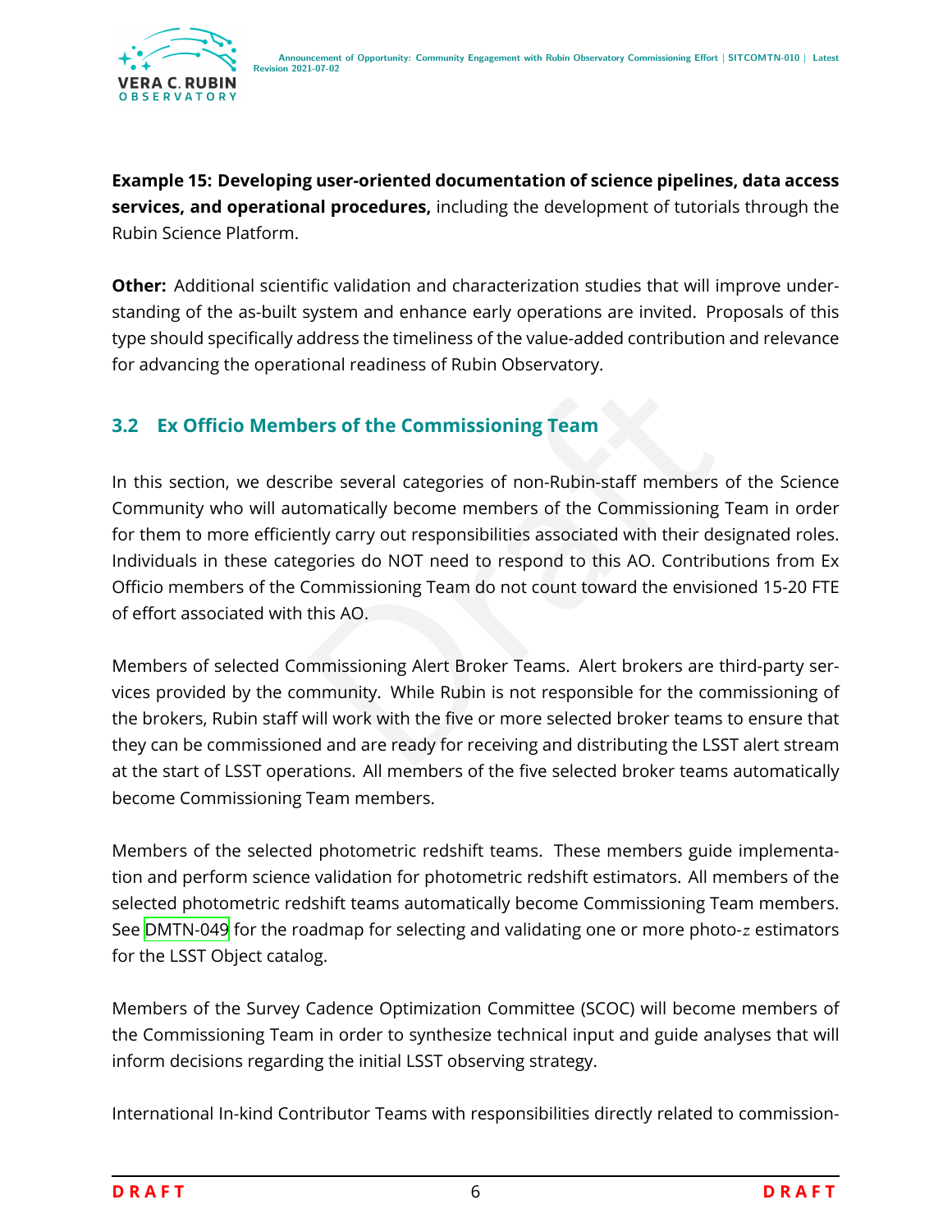**Example 15: Developing user-oriented documentation of science pipelines, data access services, and operational procedures,** including the development of tutorials through the Rubin Science Platform.

**Other:** Additional scientific validation and characterization studies that will improve understanding of the as-built system and enhance early operations are invited. Proposals of this type should specifically address the timeliness of the value-added contribution and relevance for advancing the operational readiness of Rubin Observatory.

## 3.2 Ex Officio Members of the Commissioning Team

In this section, we describe several categories of non-Rubin-staff members of the Science Community who will automatically become members of the Commissioning Team in order for them to more efficiently carry out responsibilities associated with their designated roles. Individuals in these categories do NOT need to respond to this AO. Contributions from Ex Officio members of the Commissioning Team do not count toward the envisioned 15-20 FTE of effort associated with this AO.

Members of selected Commissioning Alert Broker Teams. Alert brokers are third-party services provided by the community. While Rubin is not responsible for the commissioning of the brokers, Rubin staff will work with the five or more selected broker teams to ensure that they can be commissioned and are ready for receiving and distributing the LSST alert stream at the start of LSST operations. All members of the five selected broker teams automatically become Commissioning Team members.

Members of the selected photometric redshift teams. These members guide implementation and perform science validation for photometric redshift estimators. All members of the selected photometric redshift teams automatically become Commissioning Team members. See DMTN-049 for the roadmap for selecting and validating one or more photo-$z$ estimators for the LSST Object catalog.

Members of the Survey Cadence Optimization Committee (SCOC) will become members of the Commissioning Team in order to synthesize technical input and guide analyses that will inform decisions regarding the initial LSST observing strategy.

International In-kind Contributor Teams with responsibilities directly related to commission-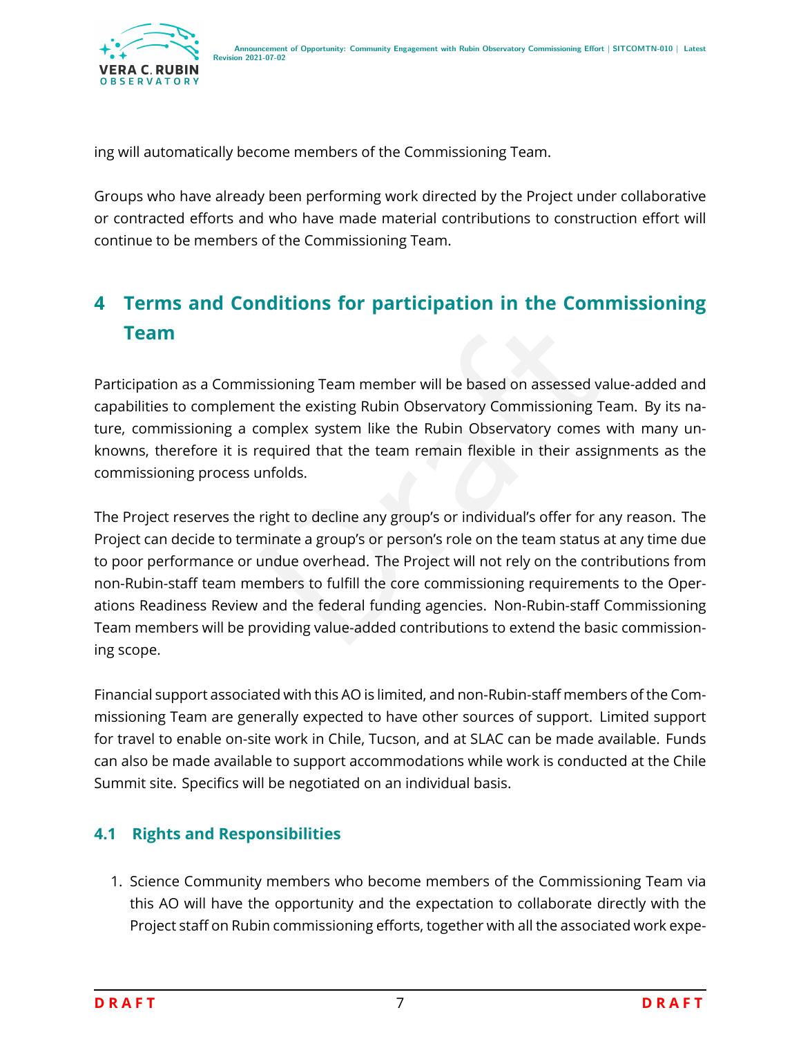ing will automatically become members of the Commissioning Team.

Groups who have already been performing work directed by the Project under collaborative or contracted efforts and who have made material contributions to construction effort will continue to be members of the Commissioning Team.

# 4 Terms and Conditions for participation in the Commissioning Team

Participation as a Commissioning Team member will be based on assessed value-added and capabilities to complement the existing Rubin Observatory Commissioning Team. By its nature, commissioning a complex system like the Rubin Observatory comes with many unknowns, therefore it is required that the team remain flexible in their assignments as the commissioning process unfolds.

The Project reserves the right to decline any group's or individual's offer for any reason. The Project can decide to terminate a group's or person's role on the team status at any time due to poor performance or undue overhead. The Project will not rely on the contributions from non-Rubin-staff team members to fulfill the core commissioning requirements to the Operations Readiness Review and the federal funding agencies. Non-Rubin-staff Commissioning Team members will be providing value-added contributions to extend the basic commissioning scope.

Financial support associated with this AO is limited, and non-Rubin-staff members of the Commissioning Team are generally expected to have other sources of support. Limited support for travel to enable on-site work in Chile, Tucson, and at SLAC can be made available. Funds can also be made available to support accommodations while work is conducted at the Chile Summit site. Specifics will be negotiated on an individual basis.

## 4.1 Rights and Responsibilities

1. Science Community members who become members of the Commissioning Team via this AO will have the opportunity and the expectation to collaborate directly with the Project staff on Rubin commissioning efforts, together with all the associated work expe-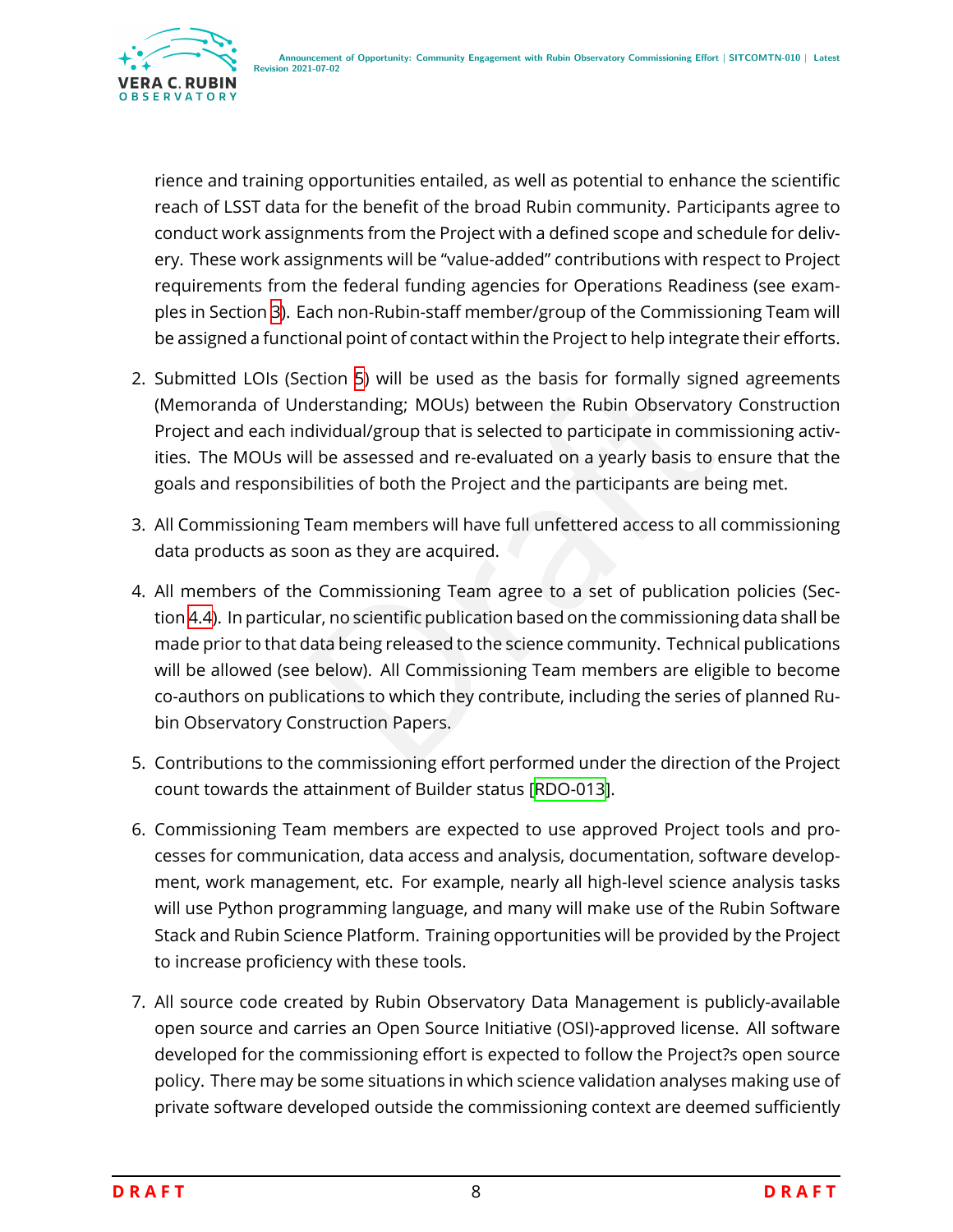rience and training opportunities entailed, as well as potential to enhance the scientific reach of LSST data for the benefit of the broad Rubin community. Participants agree to conduct work assignments from the Project with a defined scope and schedule for delivery. These work assignments will be "value-added" contributions with respect to Project requirements from the federal funding agencies for Operations Readiness (see examples in Section 3). Each non-Rubin-staff member/group of the Commissioning Team will be assigned a functional point of contact within the Project to help integrate their efforts.

2. Submitted LOIs (Section 5) will be used as the basis for formally signed agreements (Memoranda of Understanding; MOUs) between the Rubin Observatory Construction Project and each individual/group that is selected to participate in commissioning activities. The MOUs will be assessed and re-evaluated on a yearly basis to ensure that the goals and responsibilities of both the Project and the participants are being met.

3. All Commissioning Team members will have full unfettered access to all commissioning data products as soon as they are acquired.

4. All members of the Commissioning Team agree to a set of publication policies (Section 4.4). In particular, no scientific publication based on the commissioning data shall be made prior to that data being released to the science community. Technical publications will be allowed (see below). All Commissioning Team members are eligible to become co-authors on publications to which they contribute, including the series of planned Rubin Observatory Construction Papers.

5. Contributions to the commissioning effort performed under the direction of the Project count towards the attainment of Builder status [RDO-013].

6. Commissioning Team members are expected to use approved Project tools and processes for communication, data access and analysis, documentation, software development, work management, etc. For example, nearly all high-level science analysis tasks will use Python programming language, and many will make use of the Rubin Software Stack and Rubin Science Platform. Training opportunities will be provided by the Project to increase proficiency with these tools.

7. All source code created by Rubin Observatory Data Management is publicly-available open source and carries an Open Source Initiative (OSI)-approved license. All software developed for the commissioning effort is expected to follow the Project?s open source policy. There may be some situations in which science validation analyses making use of private software developed outside the commissioning context are deemed sufficiently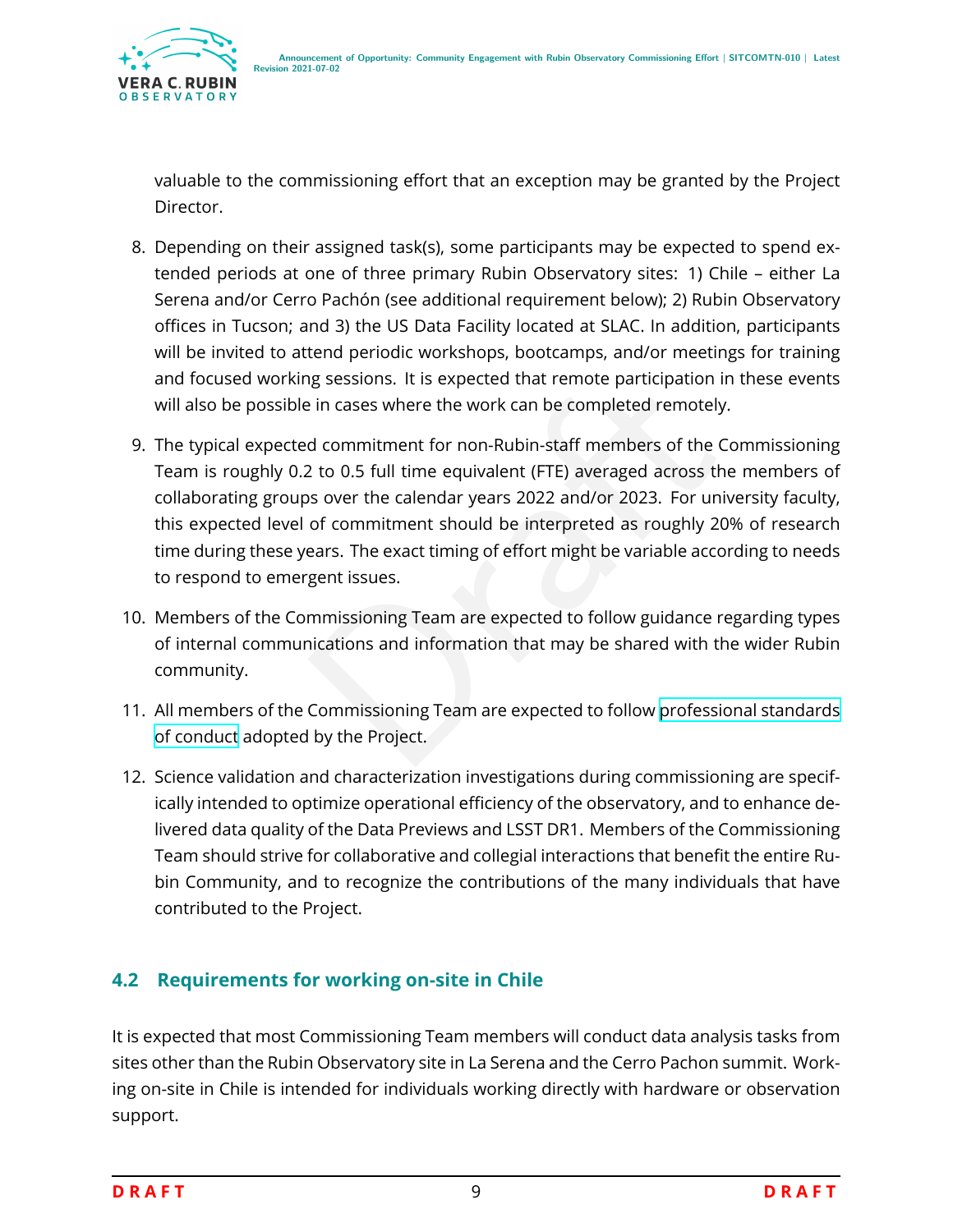valuable to the commissioning effort that an exception may be granted by the Project Director.

8. Depending on their assigned task(s), some participants may be expected to spend extended periods at one of three primary Rubin Observatory sites: 1) Chile – either La Serena and/or Cerro Pachón (see additional requirement below); 2) Rubin Observatory offices in Tucson; and 3) the US Data Facility located at SLAC. In addition, participants will be invited to attend periodic workshops, bootcamps, and/or meetings for training and focused working sessions. It is expected that remote participation in these events will also be possible in cases where the work can be completed remotely.

9. The typical expected commitment for non-Rubin-staff members of the Commissioning Team is roughly 0.2 to 0.5 full time equivalent (FTE) averaged across the members of collaborating groups over the calendar years 2022 and/or 2023. For university faculty, this expected level of commitment should be interpreted as roughly 20% of research time during these years. The exact timing of effort might be variable according to needs to respond to emergent issues.

10. Members of the Commissioning Team are expected to follow guidance regarding types of internal communications and information that may be shared with the wider Rubin community.

11. All members of the Commissioning Team are expected to follow professional standards of conduct adopted by the Project.

12. Science validation and characterization investigations during commissioning are specifically intended to optimize operational efficiency of the observatory, and to enhance delivered data quality of the Data Previews and LSST DR1. Members of the Commissioning Team should strive for collaborative and collegial interactions that benefit the entire Rubin Community, and to recognize the contributions of the many individuals that have contributed to the Project.

## 4.2 Requirements for working on-site in Chile

It is expected that most Commissioning Team members will conduct data analysis tasks from sites other than the Rubin Observatory site in La Serena and the Cerro Pachon summit. Working on-site in Chile is intended for individuals working directly with hardware or observation support.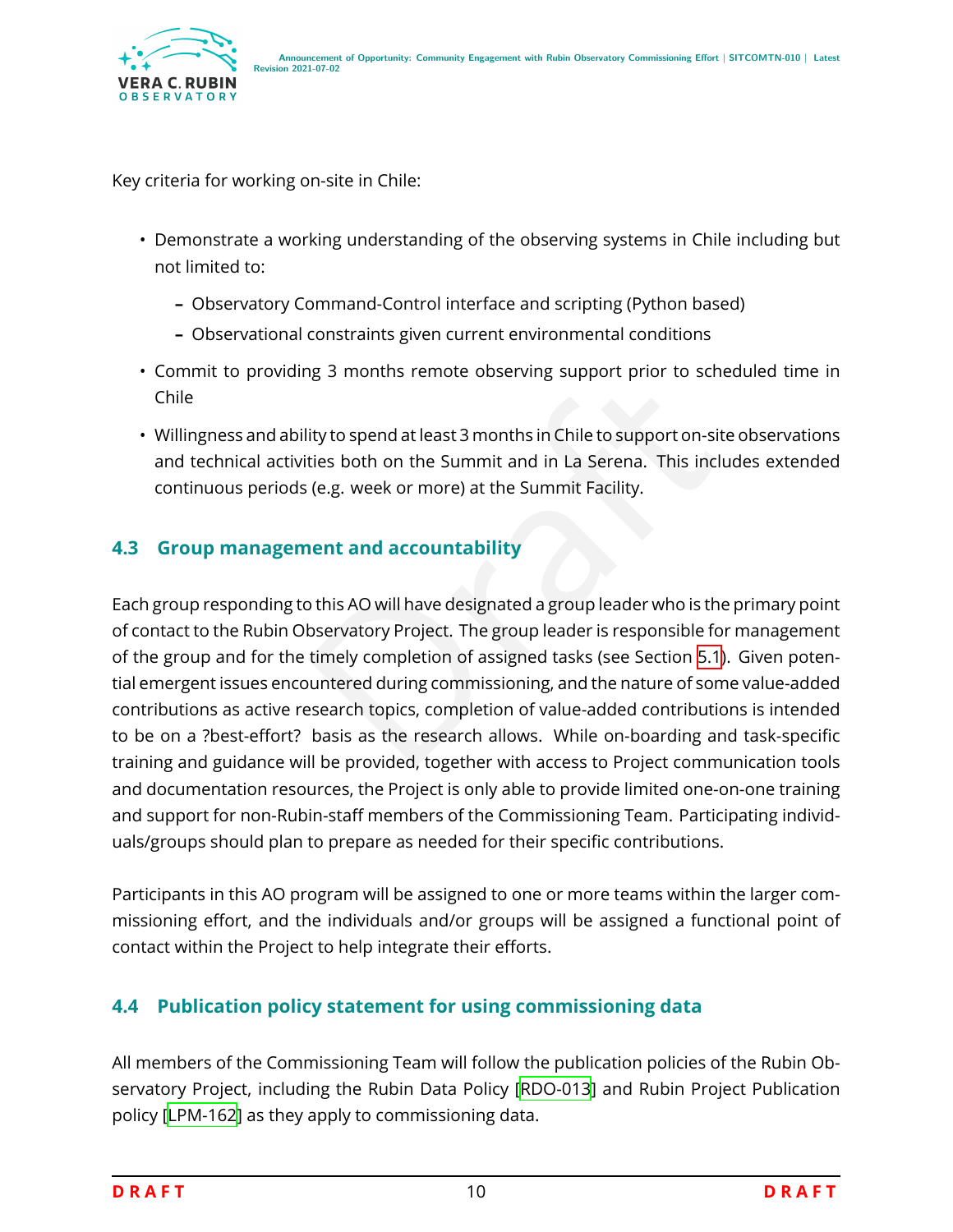Key criteria for working on-site in Chile:

- Demonstrate a working understanding of the observing systems in Chile including but not limited to:
  - Observatory Command-Control interface and scripting (Python based)
  - Observational constraints given current environmental conditions
- Commit to providing 3 months remote observing support prior to scheduled time in Chile
- Willingness and ability to spend at least 3 months in Chile to support on-site observations and technical activities both on the Summit and in La Serena. This includes extended continuous periods (e.g. week or more) at the Summit Facility.

### 4.3 Group management and accountability

Each group responding to this AO will have designated a group leader who is the primary point of contact to the Rubin Observatory Project. The group leader is responsible for management of the group and for the timely completion of assigned tasks (see Section 5.1). Given potential emergent issues encountered during commissioning, and the nature of some value-added contributions as active research topics, completion of value-added contributions is intended to be on a ?best-effort? basis as the research allows. While on-boarding and task-specific training and guidance will be provided, together with access to Project communication tools and documentation resources, the Project is only able to provide limited one-on-one training and support for non-Rubin-staff members of the Commissioning Team. Participating individuals/groups should plan to prepare as needed for their specific contributions.

Participants in this AO program will be assigned to one or more teams within the larger commissioning effort, and the individuals and/or groups will be assigned a functional point of contact within the Project to help integrate their efforts.

### 4.4 Publication policy statement for using commissioning data

All members of the Commissioning Team will follow the publication policies of the Rubin Observatory Project, including the Rubin Data Policy [RDO-013] and Rubin Project Publication policy [LPM-162] as they apply to commissioning data.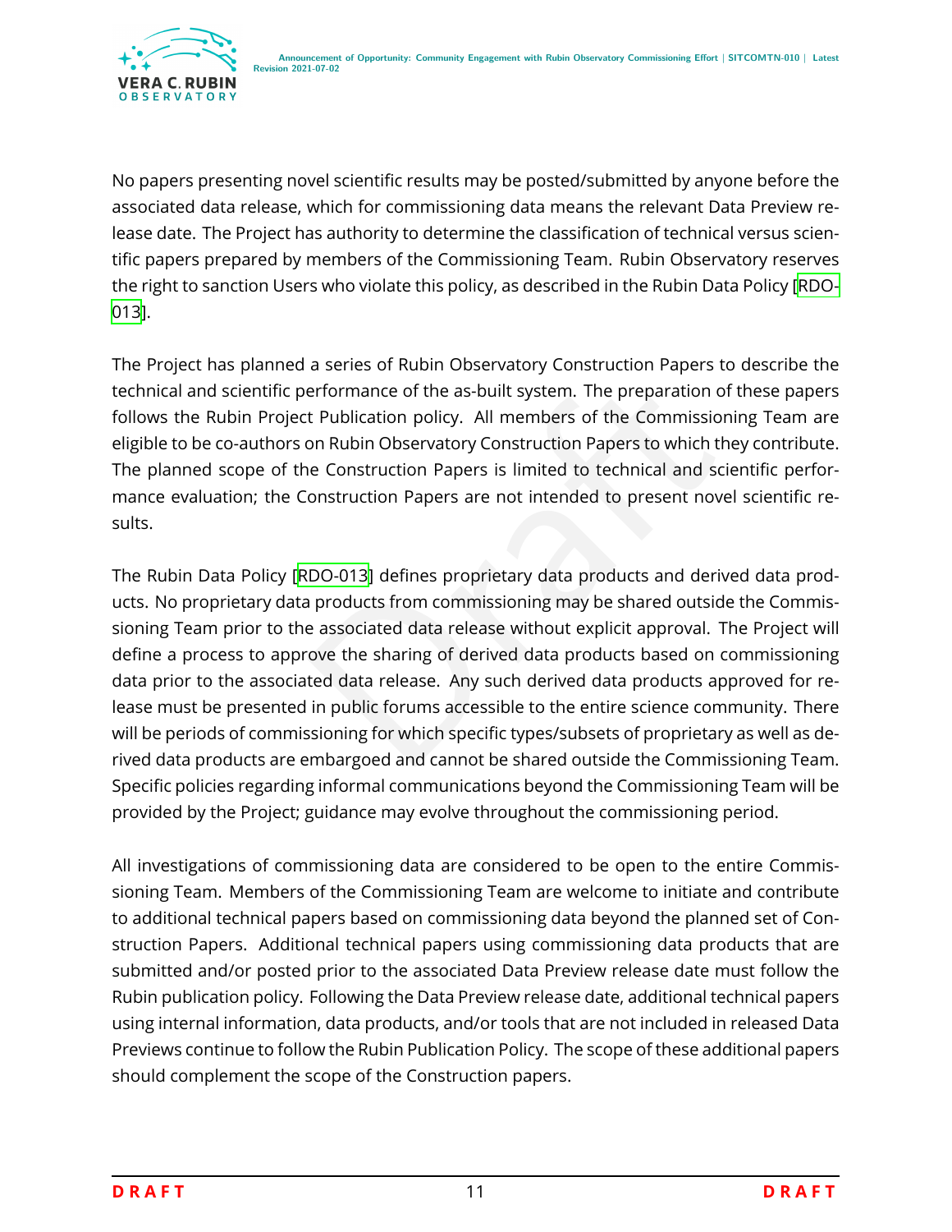No papers presenting novel scientific results may be posted/submitted by anyone before the associated data release, which for commissioning data means the relevant Data Preview release date. The Project has authority to determine the classification of technical versus scientific papers prepared by members of the Commissioning Team. Rubin Observatory reserves the right to sanction Users who violate this policy, as described in the Rubin Data Policy [RDO-013].

The Project has planned a series of Rubin Observatory Construction Papers to describe the technical and scientific performance of the as-built system. The preparation of these papers follows the Rubin Project Publication policy. All members of the Commissioning Team are eligible to be co-authors on Rubin Observatory Construction Papers to which they contribute. The planned scope of the Construction Papers is limited to technical and scientific performance evaluation; the Construction Papers are not intended to present novel scientific results.

The Rubin Data Policy [RDO-013] defines proprietary data products and derived data products. No proprietary data products from commissioning may be shared outside the Commissioning Team prior to the associated data release without explicit approval. The Project will define a process to approve the sharing of derived data products based on commissioning data prior to the associated data release. Any such derived data products approved for release must be presented in public forums accessible to the entire science community. There will be periods of commissioning for which specific types/subsets of proprietary as well as derived data products are embargoed and cannot be shared outside the Commissioning Team. Specific policies regarding informal communications beyond the Commissioning Team will be provided by the Project; guidance may evolve throughout the commissioning period.

All investigations of commissioning data are considered to be open to the entire Commissioning Team. Members of the Commissioning Team are welcome to initiate and contribute to additional technical papers based on commissioning data beyond the planned set of Construction Papers. Additional technical papers using commissioning data products that are submitted and/or posted prior to the associated Data Preview release date must follow the Rubin publication policy. Following the Data Preview release date, additional technical papers using internal information, data products, and/or tools that are not included in released Data Previews continue to follow the Rubin Publication Policy. The scope of these additional papers should complement the scope of the Construction papers.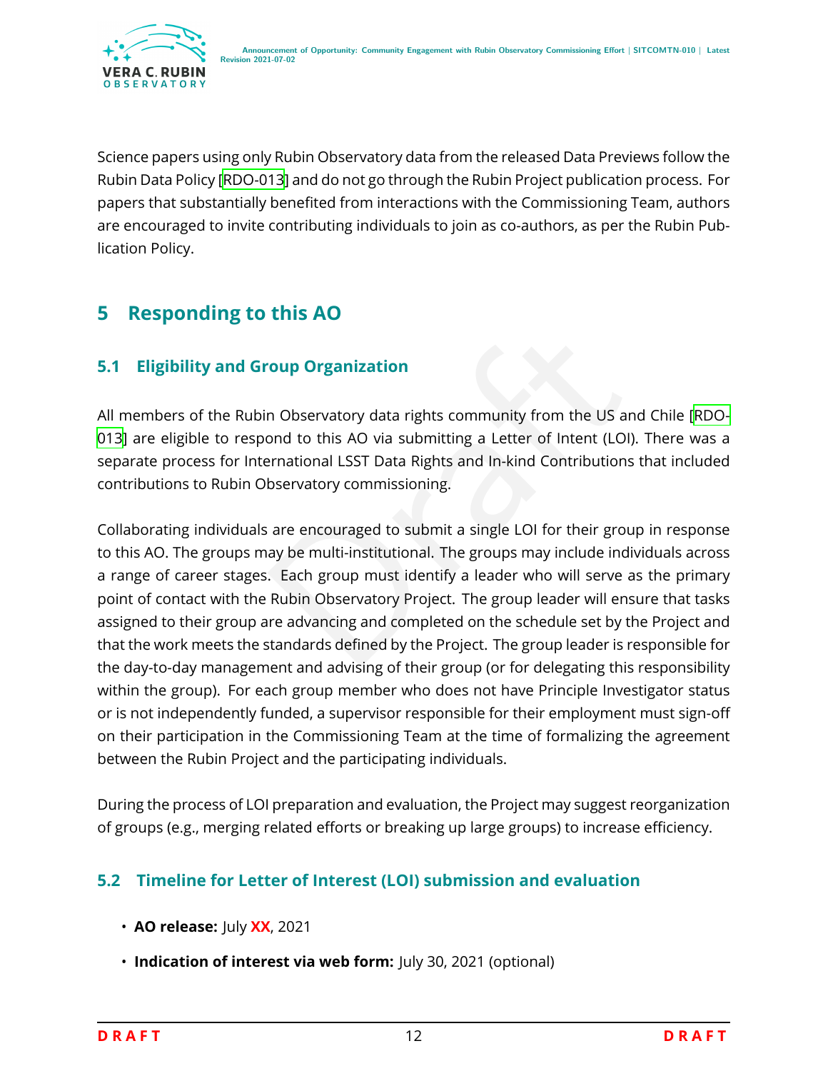Science papers using only Rubin Observatory data from the released Data Previews follow the Rubin Data Policy [RDO-013] and do not go through the Rubin Project publication process. For papers that substantially benefited from interactions with the Commissioning Team, authors are encouraged to invite contributing individuals to join as co-authors, as per the Rubin Publication Policy.

## 5 Responding to this AO

### 5.1 Eligibility and Group Organization

All members of the Rubin Observatory data rights community from the US and Chile [RDO-013] are eligible to respond to this AO via submitting a Letter of Intent (LOI). There was a separate process for International LSST Data Rights and In-kind Contributions that included contributions to Rubin Observatory commissioning.

Collaborating individuals are encouraged to submit a single LOI for their group in response to this AO. The groups may be multi-institutional. The groups may include individuals across a range of career stages. Each group must identify a leader who will serve as the primary point of contact with the Rubin Observatory Project. The group leader will ensure that tasks assigned to their group are advancing and completed on the schedule set by the Project and that the work meets the standards defined by the Project. The group leader is responsible for the day-to-day management and advising of their group (or for delegating this responsibility within the group). For each group member who does not have Principle Investigator status or is not independently funded, a supervisor responsible for their employment must sign-off on their participation in the Commissioning Team at the time of formalizing the agreement between the Rubin Project and the participating individuals.

During the process of LOI preparation and evaluation, the Project may suggest reorganization of groups (e.g., merging related efforts or breaking up large groups) to increase efficiency.

### 5.2 Timeline for Letter of Interest (LOI) submission and evaluation

- **AO release:** July **XX**, 2021
- **Indication of interest via web form:** July 30, 2021 (optional)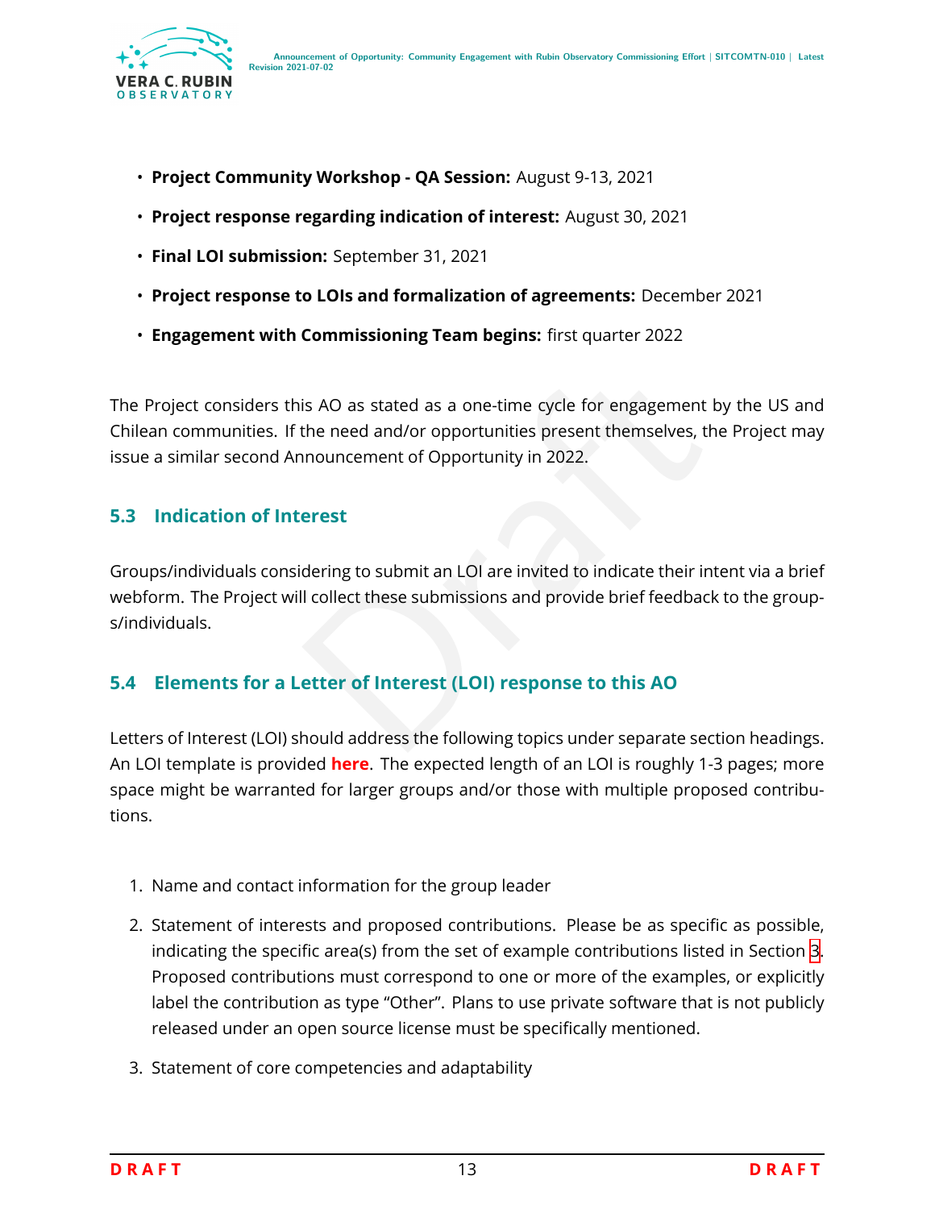- **Project Community Workshop - QA Session:** August 9-13, 2021
- **Project response regarding indication of interest:** August 30, 2021
- **Final LOI submission:** September 31, 2021
- **Project response to LOIs and formalization of agreements:** December 2021
- **Engagement with Commissioning Team begins:** first quarter 2022

The Project considers this AO as stated as a one-time cycle for engagement by the US and Chilean communities. If the need and/or opportunities present themselves, the Project may issue a similar second Announcement of Opportunity in 2022.

### 5.3 Indication of Interest

Groups/individuals considering to submit an LOI are invited to indicate their intent via a brief webform. The Project will collect these submissions and provide brief feedback to the groups/individuals.

### 5.4 Elements for a Letter of Interest (LOI) response to this AO

Letters of Interest (LOI) should address the following topics under separate section headings. An LOI template is provided **here**. The expected length of an LOI is roughly 1-3 pages; more space might be warranted for larger groups and/or those with multiple proposed contributions.

1. Name and contact information for the group leader
2. Statement of interests and proposed contributions. Please be as specific as possible, indicating the specific area(s) from the set of example contributions listed in Section 3. Proposed contributions must correspond to one or more of the examples, or explicitly label the contribution as type "Other". Plans to use private software that is not publicly released under an open source license must be specifically mentioned.
3. Statement of core competencies and adaptability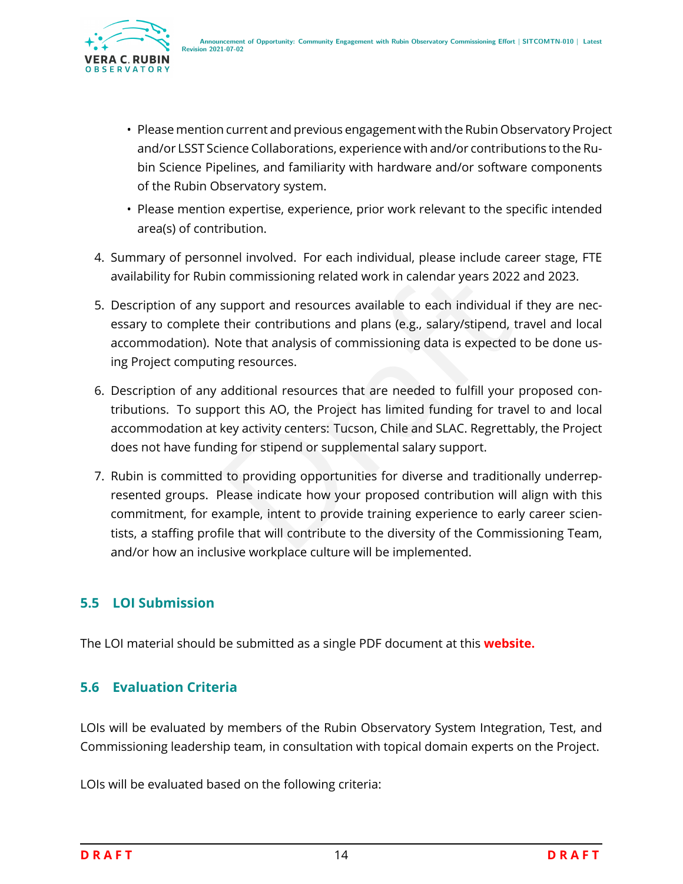- Please mention current and previous engagement with the Rubin Observatory Project and/or LSST Science Collaborations, experience with and/or contributions to the Rubin Science Pipelines, and familiarity with hardware and/or software components of the Rubin Observatory system.
- Please mention expertise, experience, prior work relevant to the specific intended area(s) of contribution.

4. Summary of personnel involved. For each individual, please include career stage, FTE availability for Rubin commissioning related work in calendar years 2022 and 2023.

5. Description of any support and resources available to each individual if they are necessary to complete their contributions and plans (e.g., salary/stipend, travel and local accommodation). Note that analysis of commissioning data is expected to be done using Project computing resources.

6. Description of any additional resources that are needed to fulfill your proposed contributions. To support this AO, the Project has limited funding for travel to and local accommodation at key activity centers: Tucson, Chile and SLAC. Regrettably, the Project does not have funding for stipend or supplemental salary support.

7. Rubin is committed to providing opportunities for diverse and traditionally underrepresented groups. Please indicate how your proposed contribution will align with this commitment, for example, intent to provide training experience to early career scientists, a staffing profile that will contribute to the diversity of the Commissioning Team, and/or how an inclusive workplace culture will be implemented.

### 5.5 LOI Submission

The LOI material should be submitted as a single PDF document at this **website.**

### 5.6 Evaluation Criteria

LOIs will be evaluated by members of the Rubin Observatory System Integration, Test, and Commissioning leadership team, in consultation with topical domain experts on the Project.

LOIs will be evaluated based on the following criteria: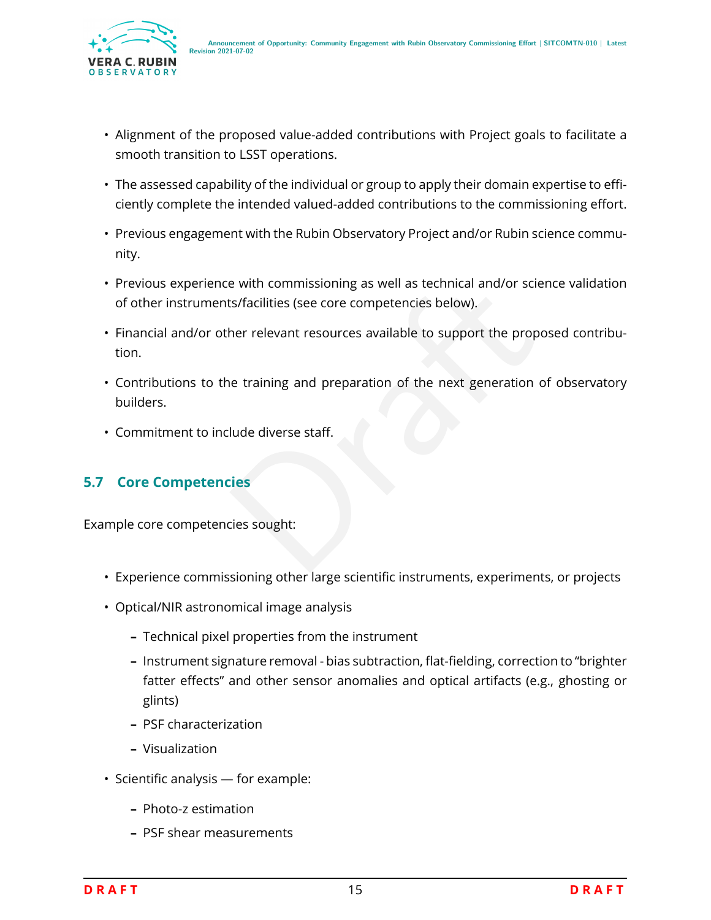- Alignment of the proposed value-added contributions with Project goals to facilitate a smooth transition to LSST operations.
- The assessed capability of the individual or group to apply their domain expertise to efficiently complete the intended valued-added contributions to the commissioning effort.
- Previous engagement with the Rubin Observatory Project and/or Rubin science community.
- Previous experience with commissioning as well as technical and/or science validation of other instruments/facilities (see core competencies below).
- Financial and/or other relevant resources available to support the proposed contribution.
- Contributions to the training and preparation of the next generation of observatory builders.
- Commitment to include diverse staff.

## 5.7 Core Competencies

Example core competencies sought:

- Experience commissioning other large scientific instruments, experiments, or projects
- Optical/NIR astronomical image analysis
  - Technical pixel properties from the instrument
  - Instrument signature removal - bias subtraction, flat-fielding, correction to "brighter fatter effects" and other sensor anomalies and optical artifacts (e.g., ghosting or glints)
  - PSF characterization
  - Visualization
- Scientific analysis — for example:
  - Photo-z estimation
  - PSF shear measurements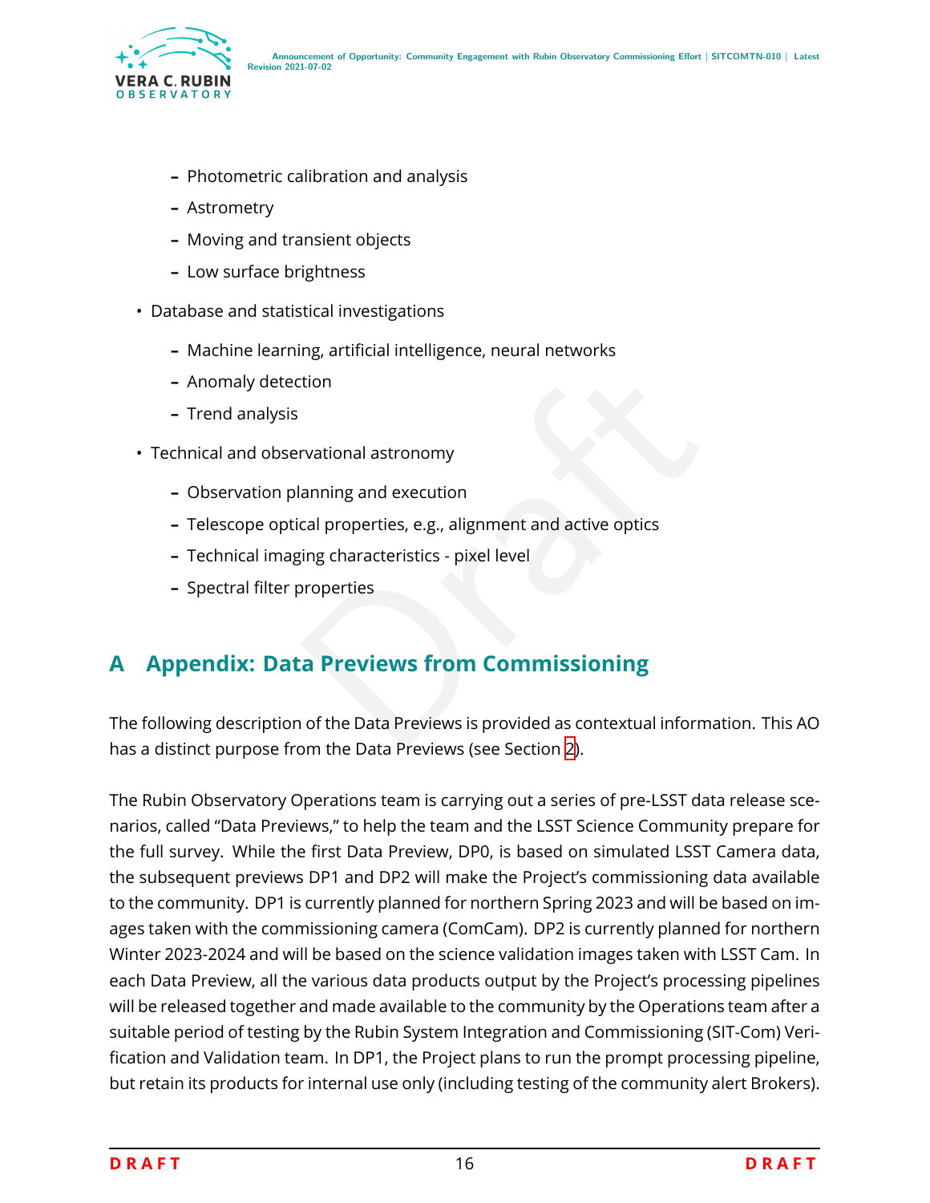- Photometric calibration and analysis
  - Astrometry
  - Moving and transient objects
  - Low surface brightness

- Database and statistical investigations
  - Machine learning, artificial intelligence, neural networks
  - Anomaly detection
  - Trend analysis

- Technical and observational astronomy
  - Observation planning and execution
  - Telescope optical properties, e.g., alignment and active optics
  - Technical imaging characteristics - pixel level
  - Spectral filter properties

# A Appendix: Data Previews from Commissioning

The following description of the Data Previews is provided as contextual information. This AO has a distinct purpose from the Data Previews (see Section 2).

The Rubin Observatory Operations team is carrying out a series of pre-LSST data release scenarios, called "Data Previews," to help the team and the LSST Science Community prepare for the full survey. While the first Data Preview, DP0, is based on simulated LSST Camera data, the subsequent previews DP1 and DP2 will make the Project's commissioning data available to the community. DP1 is currently planned for northern Spring 2023 and will be based on images taken with the commissioning camera (ComCam). DP2 is currently planned for northern Winter 2023-2024 and will be based on the science validation images taken with LSST Cam. In each Data Preview, all the various data products output by the Project's processing pipelines will be released together and made available to the community by the Operations team after a suitable period of testing by the Rubin System Integration and Commissioning (SIT-Com) Verification and Validation team. In DP1, the Project plans to run the prompt processing pipeline, but retain its products for internal use only (including testing of the community alert Brokers).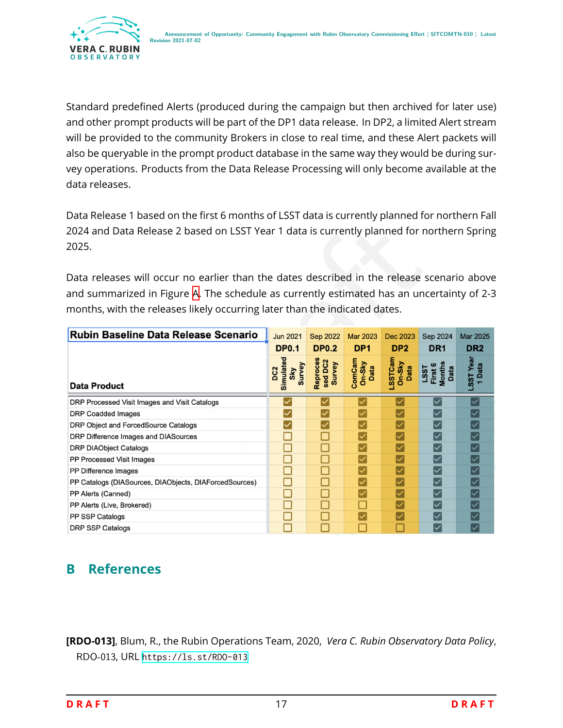Standard predefined Alerts (produced during the campaign but then archived for later use) and other prompt products will be part of the DP1 data release. In DP2, a limited Alert stream will be provided to the community Brokers in close to real time, and these Alert packets will also be queryable in the prompt product database in the same way they would be during survey operations. Products from the Data Release Processing will only become available at the data releases.

Data Release 1 based on the first 6 months of LSST data is currently planned for northern Fall 2024 and Data Release 2 based on LSST Year 1 data is currently planned for northern Spring 2025.

Data releases will occur no earlier than the dates described in the release scenario above and summarized in Figure A. The schedule as currently estimated has an uncertainty of 2-3 months, with the releases likely occurring later than the indicated dates.

| Rubin Baseline Data Release Scenario | Jun 2021 | Sep 2022 | Mar 2023 | Dec 2023 | Sep 2024 | Mar 2025 |
|---|---|---|---|---|---|---|
| | DP0.1 | DP0.2 | DP1 | DP2 | DR1 | DR2 |
| Data Product | DC2 Simulated Sky Survey | Reprocessed DC2 Survey | ComCam On-Sky Data | LSSTCam On-Sky Data | LSST First 6 Months Data | LSST Year 1 Data |
| DRP Processed Visit Images and Visit Catalogs | ☑ | ☑ | ☑ | ☑ | ☑ | ☑ |
| DRP Coadded Images | ☑ | ☑ | ☑ | ☑ | ☑ | ☑ |
| DRP Object and ForcedSource Catalogs | ☑ | ☑ | ☑ | ☑ | ☑ | ☑ |
| DRP Difference Images and DIASources | ☐ | ☐ | ☑ | ☑ | ☑ | ☑ |
| DRP DIAObject Catalogs | ☐ | ☐ | ☑ | ☑ | ☑ | ☑ |
| PP Processed Visit Images | ☐ | ☐ | ☑ | ☑ | ☑ | ☑ |
| PP Difference Images | ☐ | ☐ | ☑ | ☑ | ☑ | ☑ |
| PP Catalogs (DIASources, DIAObjects, DIAForcedSources) | ☐ | ☐ | ☑ | ☑ | ☑ | ☑ |
| PP Alerts (Canned) | ☐ | ☐ | ☑ | ☑ | ☑ | ☑ |
| PP Alerts (Live, Brokered) | ☐ | ☐ | ☐ | ☑ | ☑ | ☑ |
| PP SSP Catalogs | ☐ | ☐ | ☑ | ☑ | ☑ | ☑ |
| DRP SSP Catalogs | ☐ | ☐ | ☐ | ☐ | ☑ | ☑ |

## B References

**[RDO-013]**, Blum, R., the Rubin Operations Team, 2020, *Vera C. Rubin Observatory Data Policy*, RDO-013, URL https://ls.st/RDO-013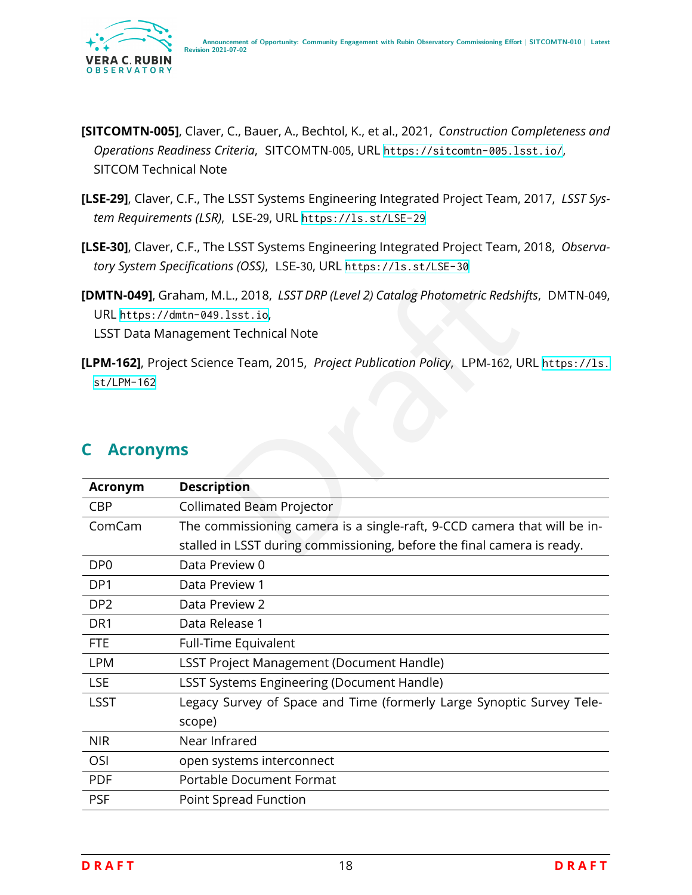**[SITCOMTN-005]**, Claver, C., Bauer, A., Bechtol, K., et al., 2021, *Construction Completeness and Operations Readiness Criteria*, SITCOMTN-005, URL https://sitcomtn-005.lsst.io/, SITCOM Technical Note

**[LSE-29]**, Claver, C.F., The LSST Systems Engineering Integrated Project Team, 2017, *LSST System Requirements (LSR)*, LSE-29, URL https://ls.st/LSE-29

**[LSE-30]**, Claver, C.F., The LSST Systems Engineering Integrated Project Team, 2018, *Observatory System Specifications (OSS)*, LSE-30, URL https://ls.st/LSE-30

**[DMTN-049]**, Graham, M.L., 2018, *LSST DRP (Level 2) Catalog Photometric Redshifts*, DMTN-049, URL https://dmtn-049.lsst.io,
LSST Data Management Technical Note

**[LPM-162]**, Project Science Team, 2015, *Project Publication Policy*, LPM-162, URL https://ls.st/LPM-162

## C Acronyms

| Acronym | Description |
|---|---|
| CBP | Collimated Beam Projector |
| ComCam | The commissioning camera is a single-raft, 9-CCD camera that will be installed in LSST during commissioning, before the final camera is ready. |
| DP0 | Data Preview 0 |
| DP1 | Data Preview 1 |
| DP2 | Data Preview 2 |
| DR1 | Data Release 1 |
| FTE | Full-Time Equivalent |
| LPM | LSST Project Management (Document Handle) |
| LSE | LSST Systems Engineering (Document Handle) |
| LSST | Legacy Survey of Space and Time (formerly Large Synoptic Survey Telescope) |
| NIR | Near Infrared |
| OSI | open systems interconnect |
| PDF | Portable Document Format |
| PSF | Point Spread Function |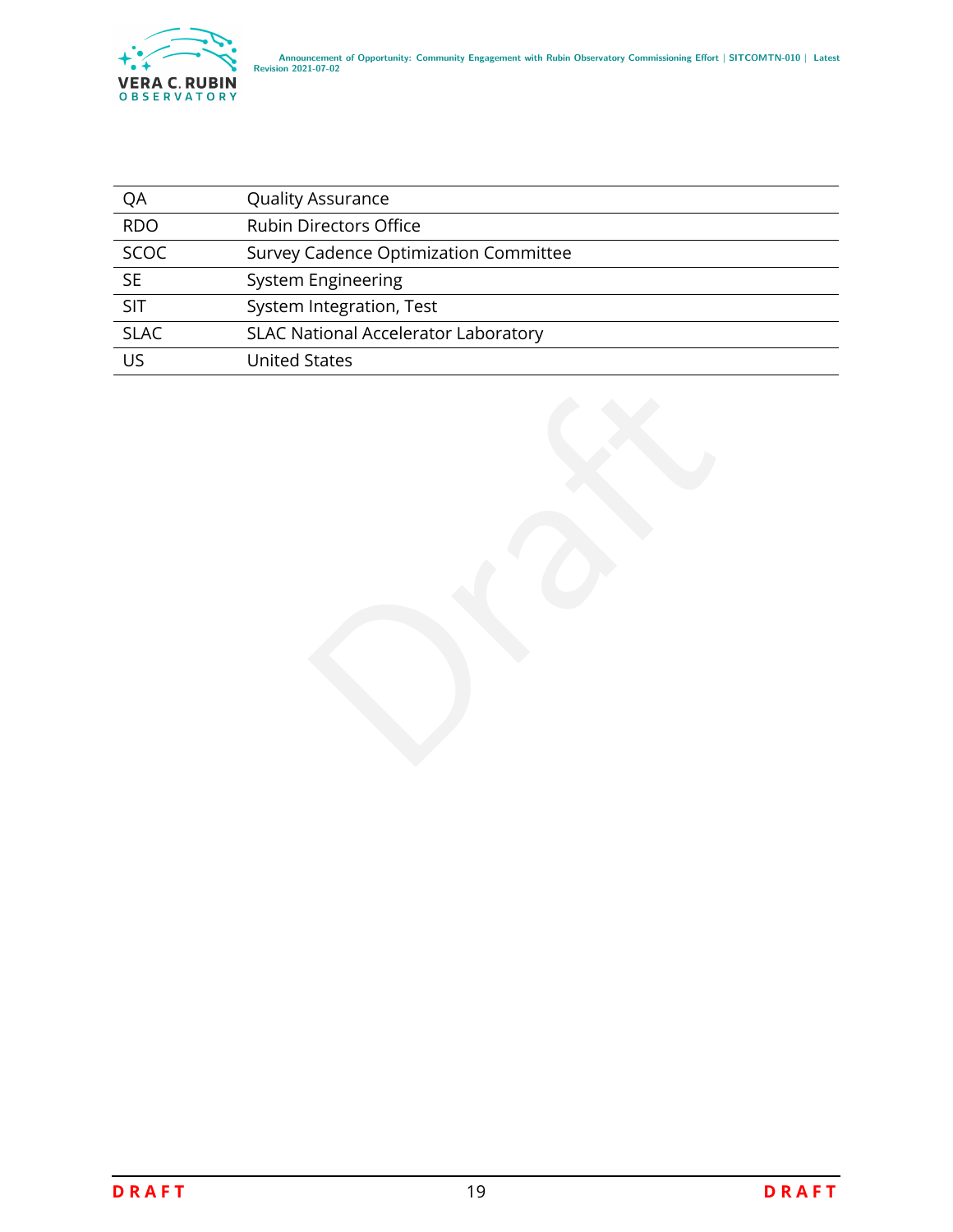| | |
|---|---|
| QA | Quality Assurance |
| RDO | Rubin Directors Office |
| SCOC | Survey Cadence Optimization Committee |
| SE | System Engineering |
| SIT | System Integration, Test |
| SLAC | SLAC National Accelerator Laboratory |
| US | United States |